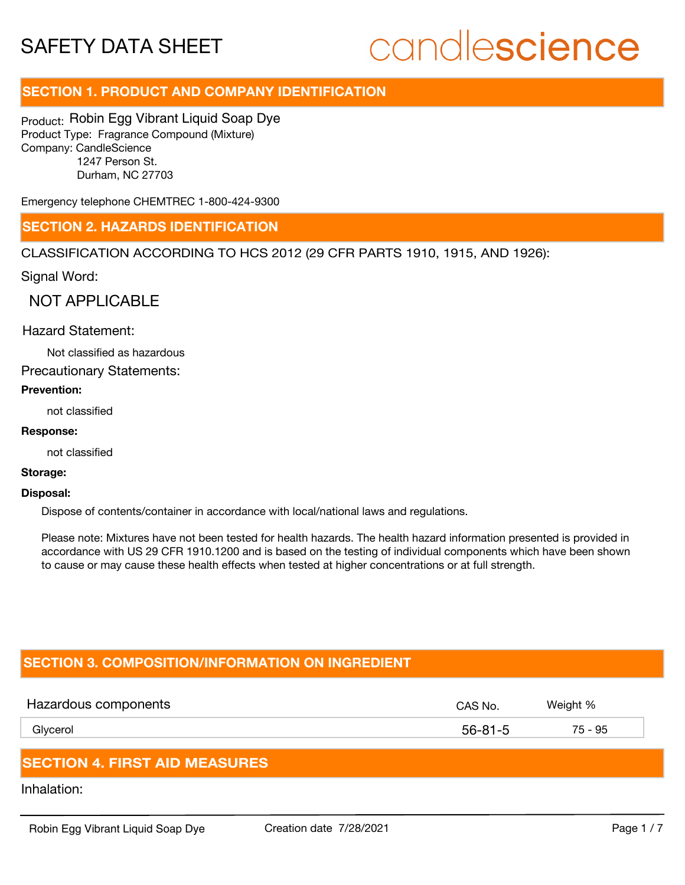# SAFETY DATA SHEET

candlescience

## SECTION 1. PRODUCT AND COMPANY IDENTIFICATION

Product: Robin Egg Vibrant Liquid Soap Dye
Product Type: Fragrance Compound (Mixture)
Company: CandleScience
1247 Person St.
Durham, NC 27703

Emergency telephone CHEMTREC 1-800-424-9300

## SECTION 2. HAZARDS IDENTIFICATION

CLASSIFICATION ACCORDING TO HCS 2012 (29 CFR PARTS 1910, 1915, AND 1926):

Signal Word:

NOT APPLICABLE

Hazard Statement:

Not classified as hazardous

Precautionary Statements:

**Prevention:**

not classified

**Response:**

not classified

**Storage:**

**Disposal:**

Dispose of contents/container in accordance with local/national laws and regulations.

Please note: Mixtures have not been tested for health hazards. The health hazard information presented is provided in accordance with US 29 CFR 1910.1200 and is based on the testing of individual components which have been shown to cause or may cause these health effects when tested at higher concentrations or at full strength.

## SECTION 3. COMPOSITION/INFORMATION ON INGREDIENT

| Hazardous components | CAS No. | Weight % |
|---|---|---|
| Glycerol | 56-81-5 | 75 - 95 |

## SECTION 4. FIRST AID MEASURES

Inhalation: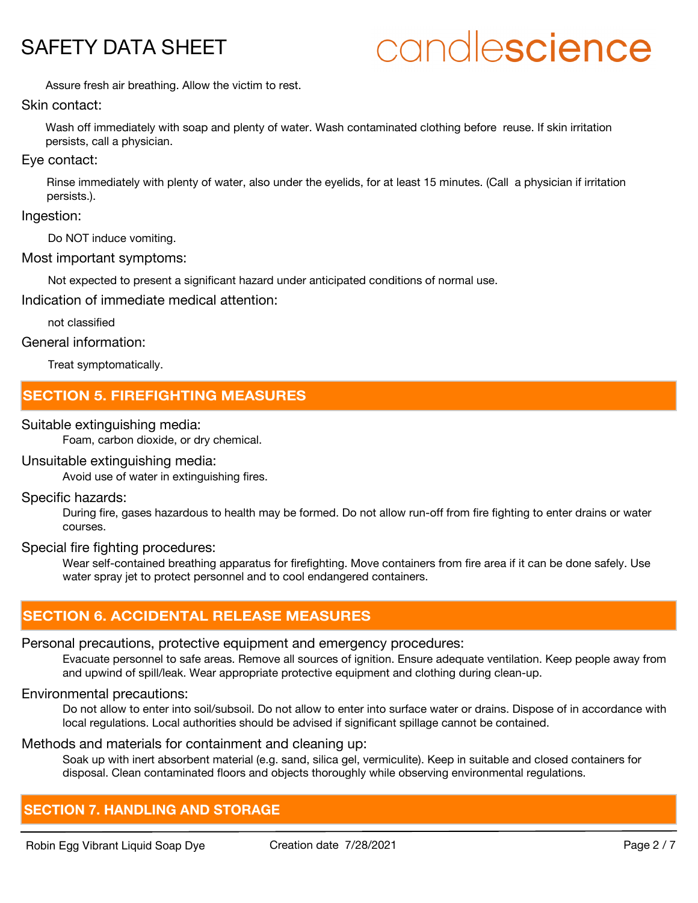Assure fresh air breathing. Allow the victim to rest.

Skin contact:

Wash off immediately with soap and plenty of water. Wash contaminated clothing before reuse. If skin irritation persists, call a physician.

Eye contact:

Rinse immediately with plenty of water, also under the eyelids, for at least 15 minutes. (Call a physician if irritation persists.).

Ingestion:

Do NOT induce vomiting.

Most important symptoms:

Not expected to present a significant hazard under anticipated conditions of normal use.

Indication of immediate medical attention:

not classified

General information:

Treat symptomatically.

## SECTION 5. FIREFIGHTING MEASURES

Suitable extinguishing media:

Foam, carbon dioxide, or dry chemical.

Unsuitable extinguishing media:

Avoid use of water in extinguishing fires.

Specific hazards:

During fire, gases hazardous to health may be formed. Do not allow run-off from fire fighting to enter drains or water courses.

Special fire fighting procedures:

Wear self-contained breathing apparatus for firefighting. Move containers from fire area if it can be done safely. Use water spray jet to protect personnel and to cool endangered containers.

## SECTION 6. ACCIDENTAL RELEASE MEASURES

Personal precautions, protective equipment and emergency procedures:

Evacuate personnel to safe areas. Remove all sources of ignition. Ensure adequate ventilation. Keep people away from and upwind of spill/leak. Wear appropriate protective equipment and clothing during clean-up.

Environmental precautions:

Do not allow to enter into soil/subsoil. Do not allow to enter into surface water or drains. Dispose of in accordance with local regulations. Local authorities should be advised if significant spillage cannot be contained.

Methods and materials for containment and cleaning up:

Soak up with inert absorbent material (e.g. sand, silica gel, vermiculite). Keep in suitable and closed containers for disposal. Clean contaminated floors and objects thoroughly while observing environmental regulations.

## SECTION 7. HANDLING AND STORAGE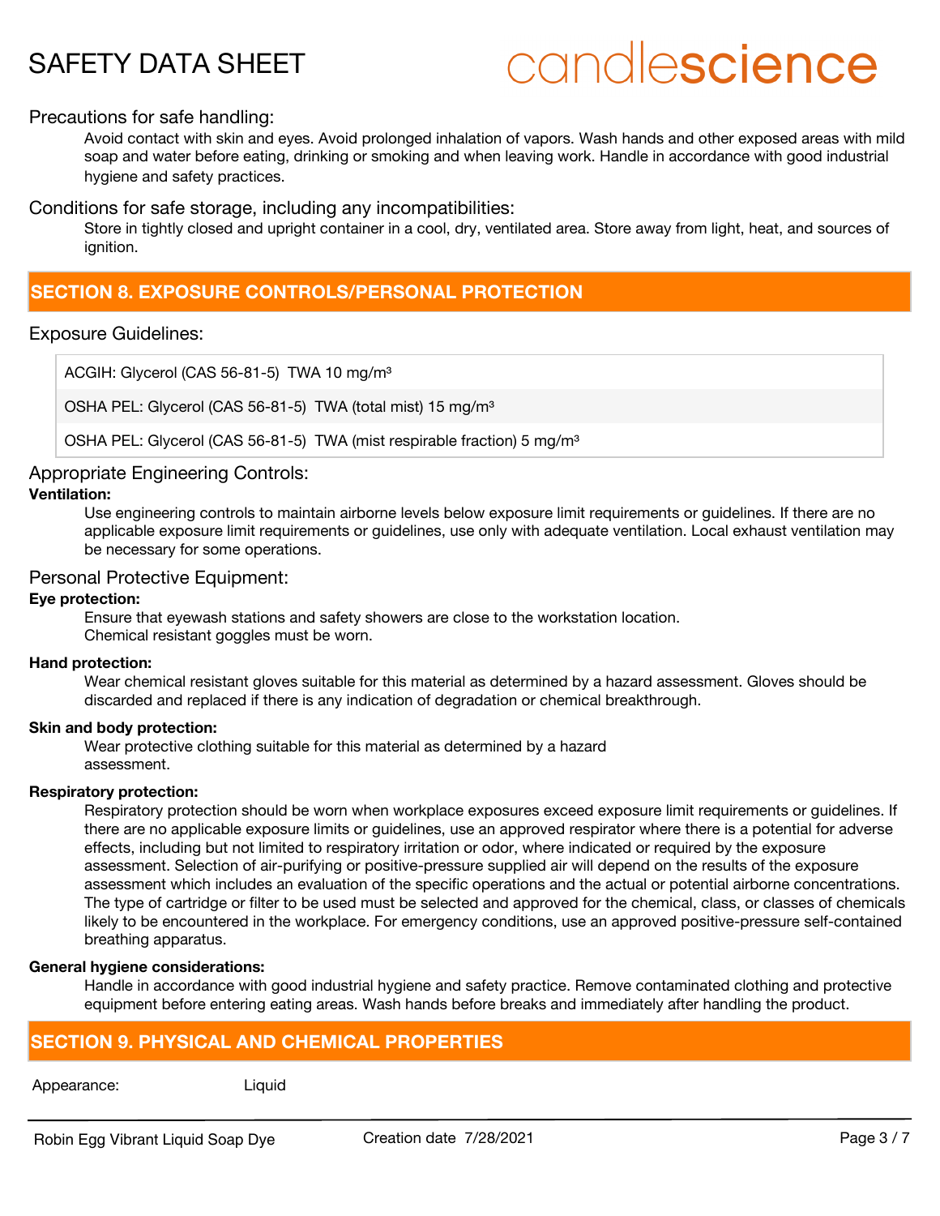### Precautions for safe handling:

Avoid contact with skin and eyes. Avoid prolonged inhalation of vapors. Wash hands and other exposed areas with mild soap and water before eating, drinking or smoking and when leaving work. Handle in accordance with good industrial hygiene and safety practices.

### Conditions for safe storage, including any incompatibilities:

Store in tightly closed and upright container in a cool, dry, ventilated area. Store away from light, heat, and sources of ignition.

## SECTION 8. EXPOSURE CONTROLS/PERSONAL PROTECTION

### Exposure Guidelines:

| |
|---|
| ACGIH: Glycerol (CAS 56-81-5) TWA 10 mg/m³ |
| OSHA PEL: Glycerol (CAS 56-81-5) TWA (total mist) 15 mg/m³ |
| OSHA PEL: Glycerol (CAS 56-81-5) TWA (mist respirable fraction) 5 mg/m³ |

### Appropriate Engineering Controls:

**Ventilation:**

Use engineering controls to maintain airborne levels below exposure limit requirements or guidelines. If there are no applicable exposure limit requirements or guidelines, use only with adequate ventilation. Local exhaust ventilation may be necessary for some operations.

### Personal Protective Equipment:

**Eye protection:**

Ensure that eyewash stations and safety showers are close to the workstation location.
Chemical resistant goggles must be worn.

**Hand protection:**

Wear chemical resistant gloves suitable for this material as determined by a hazard assessment. Gloves should be discarded and replaced if there is any indication of degradation or chemical breakthrough.

**Skin and body protection:**

Wear protective clothing suitable for this material as determined by a hazard assessment.

**Respiratory protection:**

Respiratory protection should be worn when workplace exposures exceed exposure limit requirements or guidelines. If there are no applicable exposure limits or guidelines, use an approved respirator where there is a potential for adverse effects, including but not limited to respiratory irritation or odor, where indicated or required by the exposure assessment. Selection of air-purifying or positive-pressure supplied air will depend on the results of the exposure assessment which includes an evaluation of the specific operations and the actual or potential airborne concentrations. The type of cartridge or filter to be used must be selected and approved for the chemical, class, or classes of chemicals likely to be encountered in the workplace. For emergency conditions, use an approved positive-pressure self-contained breathing apparatus.

**General hygiene considerations:**

Handle in accordance with good industrial hygiene and safety practice. Remove contaminated clothing and protective equipment before entering eating areas. Wash hands before breaks and immediately after handling the product.

## SECTION 9. PHYSICAL AND CHEMICAL PROPERTIES

| | |
|---|---|
| Appearance: | Liquid |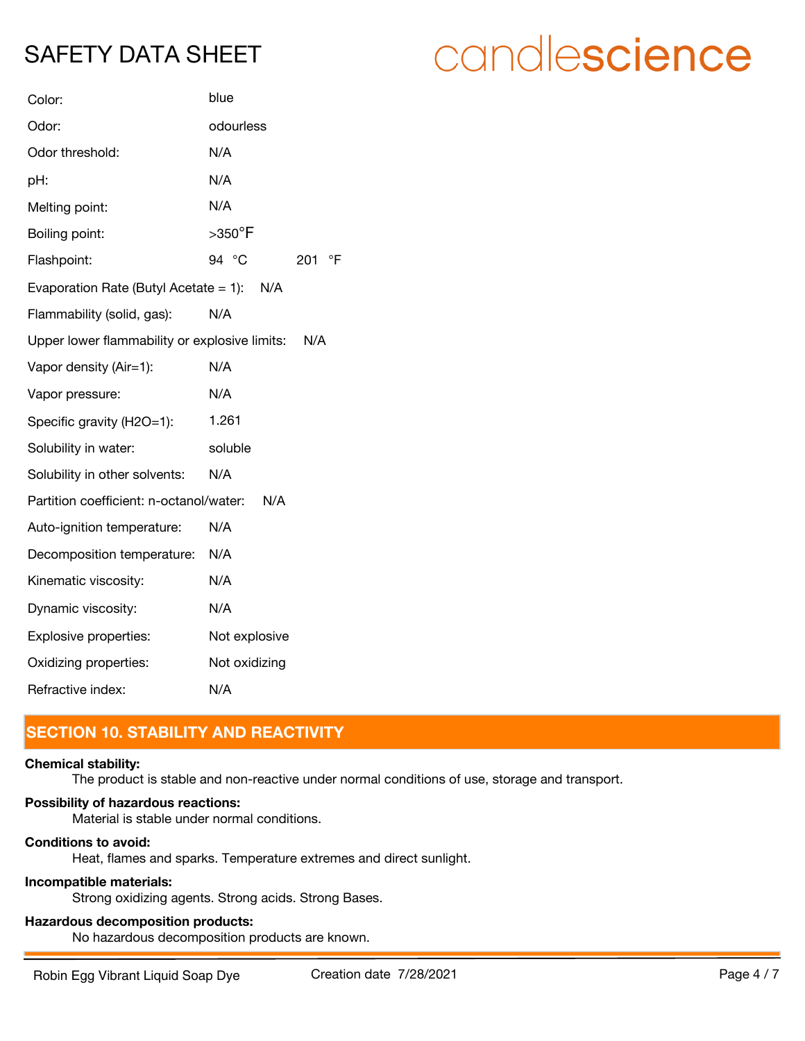| | |
|---|---|
| Color: | blue |
| Odor: | odourless |
| Odor threshold: | N/A |
| pH: | N/A |
| Melting point: | N/A |
| Boiling point: | >350°F |
| Flashpoint: | 94 °C   201 °F |
| Evaporation Rate (Butyl Acetate = 1): | N/A |
| Flammability (solid, gas): | N/A |
| Upper lower flammability or explosive limits: | N/A |
| Vapor density (Air=1): | N/A |
| Vapor pressure: | N/A |
| Specific gravity (H2O=1): | 1.261 |
| Solubility in water: | soluble |
| Solubility in other solvents: | N/A |
| Partition coefficient: n-octanol/water: | N/A |
| Auto-ignition temperature: | N/A |
| Decomposition temperature: | N/A |
| Kinematic viscosity: | N/A |
| Dynamic viscosity: | N/A |
| Explosive properties: | Not explosive |
| Oxidizing properties: | Not oxidizing |
| Refractive index: | N/A |

## SECTION 10. STABILITY AND REACTIVITY

**Chemical stability:**

The product is stable and non-reactive under normal conditions of use, storage and transport.

**Possibility of hazardous reactions:**

Material is stable under normal conditions.

**Conditions to avoid:**

Heat, flames and sparks. Temperature extremes and direct sunlight.

**Incompatible materials:**

Strong oxidizing agents. Strong acids. Strong Bases.

**Hazardous decomposition products:**

No hazardous decomposition products are known.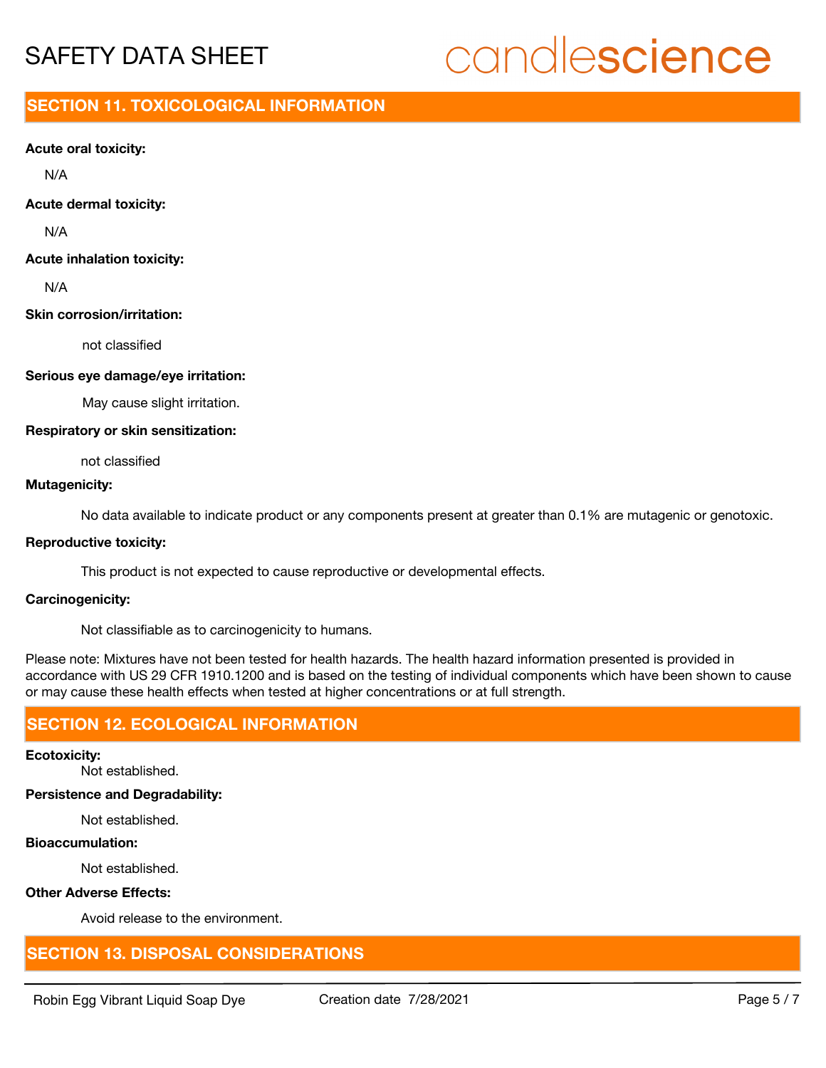## SECTION 11. TOXICOLOGICAL INFORMATION

**Acute oral toxicity:**

N/A

**Acute dermal toxicity:**

N/A

**Acute inhalation toxicity:**

N/A

**Skin corrosion/irritation:**

not classified

**Serious eye damage/eye irritation:**

May cause slight irritation.

**Respiratory or skin sensitization:**

not classified

**Mutagenicity:**

No data available to indicate product or any components present at greater than 0.1% are mutagenic or genotoxic.

**Reproductive toxicity:**

This product is not expected to cause reproductive or developmental effects.

**Carcinogenicity:**

Not classifiable as to carcinogenicity to humans.

Please note: Mixtures have not been tested for health hazards. The health hazard information presented is provided in accordance with US 29 CFR 1910.1200 and is based on the testing of individual components which have been shown to cause or may cause these health effects when tested at higher concentrations or at full strength.

## SECTION 12. ECOLOGICAL INFORMATION

**Ecotoxicity:**

Not established.

**Persistence and Degradability:**

Not established.

**Bioaccumulation:**

Not established.

**Other Adverse Effects:**

Avoid release to the environment.

## SECTION 13. DISPOSAL CONSIDERATIONS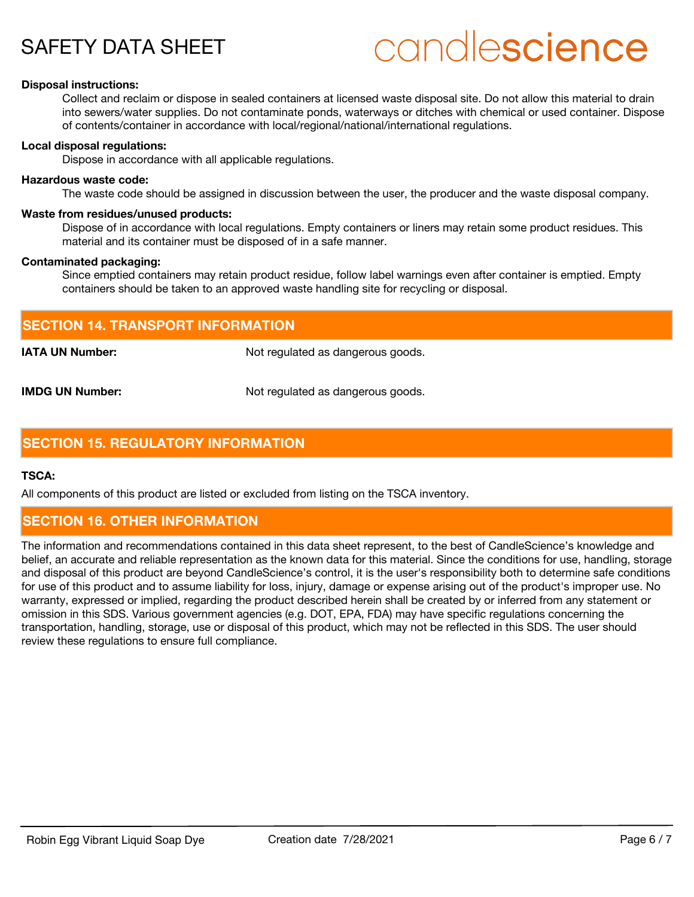**Disposal instructions:**

Collect and reclaim or dispose in sealed containers at licensed waste disposal site. Do not allow this material to drain into sewers/water supplies. Do not contaminate ponds, waterways or ditches with chemical or used container. Dispose of contents/container in accordance with local/regional/national/international regulations.

**Local disposal regulations:**

Dispose in accordance with all applicable regulations.

**Hazardous waste code:**

The waste code should be assigned in discussion between the user, the producer and the waste disposal company.

**Waste from residues/unused products:**

Dispose of in accordance with local regulations. Empty containers or liners may retain some product residues. This material and its container must be disposed of in a safe manner.

**Contaminated packaging:**

Since emptied containers may retain product residue, follow label warnings even after container is emptied. Empty containers should be taken to an approved waste handling site for recycling or disposal.

## SECTION 14. TRANSPORT INFORMATION

| | |
|---|---|
| **IATA UN Number:** | Not regulated as dangerous goods. |
| **IMDG UN Number:** | Not regulated as dangerous goods. |

## SECTION 15. REGULATORY INFORMATION

**TSCA:**

All components of this product are listed or excluded from listing on the TSCA inventory.

## SECTION 16. OTHER INFORMATION

The information and recommendations contained in this data sheet represent, to the best of CandleScience's knowledge and belief, an accurate and reliable representation as the known data for this material. Since the conditions for use, handling, storage and disposal of this product are beyond CandleScience's control, it is the user's responsibility both to determine safe conditions for use of this product and to assume liability for loss, injury, damage or expense arising out of the product's improper use. No warranty, expressed or implied, regarding the product described herein shall be created by or inferred from any statement or omission in this SDS. Various government agencies (e.g. DOT, EPA, FDA) may have specific regulations concerning the transportation, handling, storage, use or disposal of this product, which may not be reflected in this SDS. The user should review these regulations to ensure full compliance.